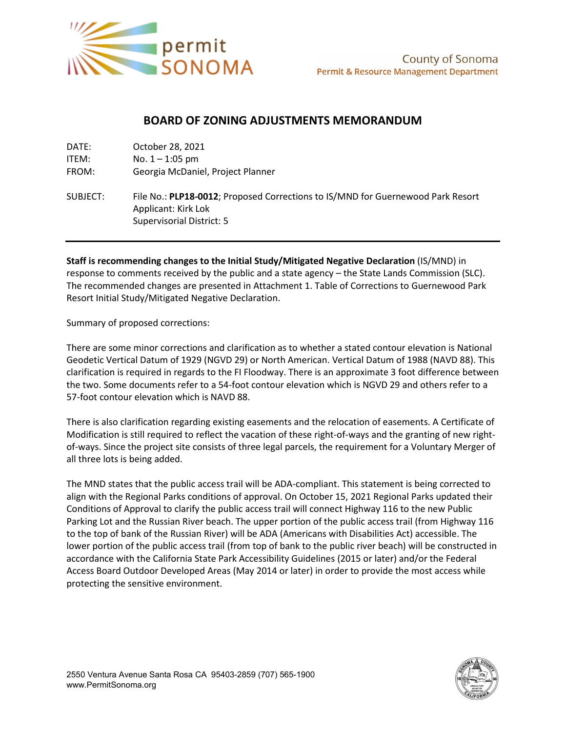permit SONOMA

County of Sonoma
Permit & Resource Management Department

## BOARD OF ZONING ADJUSTMENTS MEMORANDUM

DATE: October 28, 2021
ITEM: No. 1 – 1:05 pm
FROM: Georgia McDaniel, Project Planner

SUBJECT: File No.: **PLP18-0012**; Proposed Corrections to IS/MND for Guernewood Park Resort
Applicant: Kirk Lok
Supervisorial District: 5

---

**Staff is recommending changes to the Initial Study/Mitigated Negative Declaration** (IS/MND) in response to comments received by the public and a state agency – the State Lands Commission (SLC). The recommended changes are presented in Attachment 1. Table of Corrections to Guernewood Park Resort Initial Study/Mitigated Negative Declaration.

Summary of proposed corrections:

There are some minor corrections and clarification as to whether a stated contour elevation is National Geodetic Vertical Datum of 1929 (NGVD 29) or North American. Vertical Datum of 1988 (NAVD 88). This clarification is required in regards to the FI Floodway. There is an approximate 3 foot difference between the two. Some documents refer to a 54-foot contour elevation which is NGVD 29 and others refer to a 57-foot contour elevation which is NAVD 88.

There is also clarification regarding existing easements and the relocation of easements. A Certificate of Modification is still required to reflect the vacation of these right-of-ways and the granting of new right-of-ways. Since the project site consists of three legal parcels, the requirement for a Voluntary Merger of all three lots is being added.

The MND states that the public access trail will be ADA-compliant. This statement is being corrected to align with the Regional Parks conditions of approval. On October 15, 2021 Regional Parks updated their Conditions of Approval to clarify the public access trail will connect Highway 116 to the new Public Parking Lot and the Russian River beach. The upper portion of the public access trail (from Highway 116 to the top of bank of the Russian River) will be ADA (Americans with Disabilities Act) accessible. The lower portion of the public access trail (from top of bank to the public river beach) will be constructed in accordance with the California State Park Accessibility Guidelines (2015 or later) and/or the Federal Access Board Outdoor Developed Areas (May 2014 or later) in order to provide the most access while protecting the sensitive environment.

2550 Ventura Avenue Santa Rosa CA 95403-2859 (707) 565-1900
www.PermitSonoma.org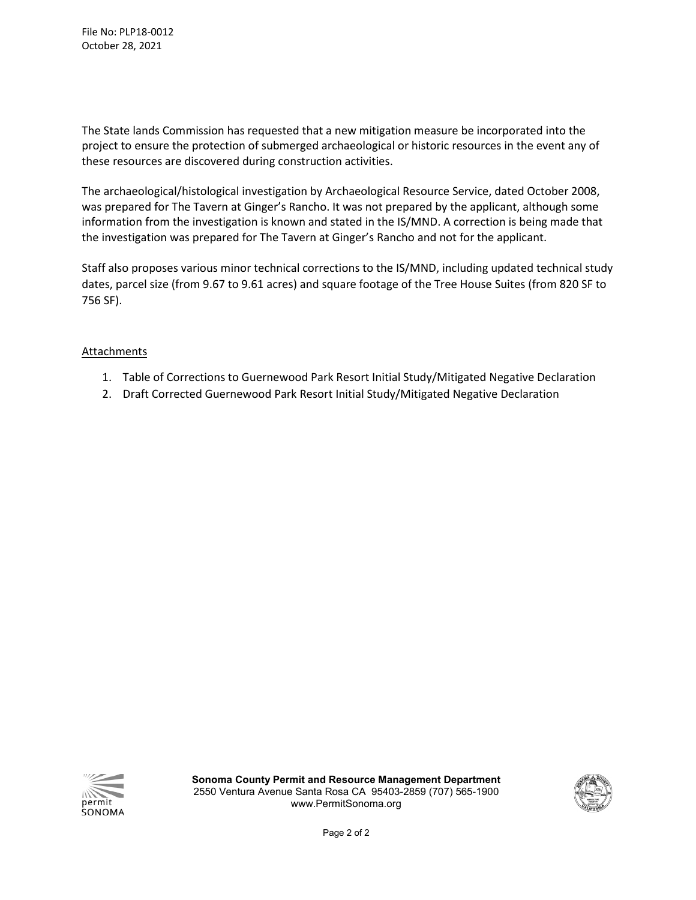The State lands Commission has requested that a new mitigation measure be incorporated into the project to ensure the protection of submerged archaeological or historic resources in the event any of these resources are discovered during construction activities.

The archaeological/histological investigation by Archaeological Resource Service, dated October 2008, was prepared for The Tavern at Ginger's Rancho. It was not prepared by the applicant, although some information from the investigation is known and stated in the IS/MND. A correction is being made that the investigation was prepared for The Tavern at Ginger's Rancho and not for the applicant.

Staff also proposes various minor technical corrections to the IS/MND, including updated technical study dates, parcel size (from 9.67 to 9.61 acres) and square footage of the Tree House Suites (from 820 SF to 756 SF).

Attachments

1. Table of Corrections to Guernewood Park Resort Initial Study/Mitigated Negative Declaration
2. Draft Corrected Guernewood Park Resort Initial Study/Mitigated Negative Declaration